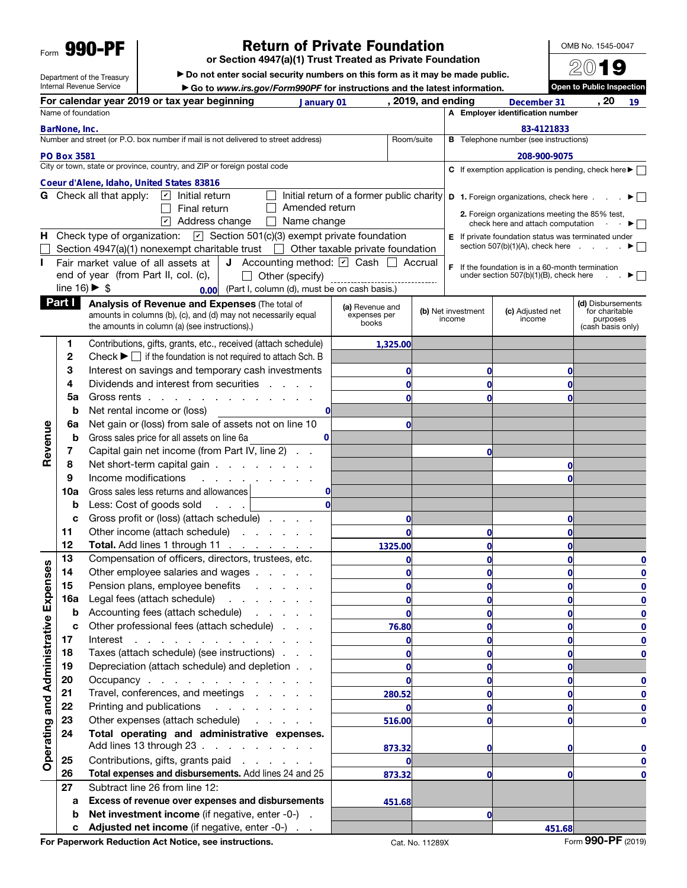Form **990-PF**

Department of the Treasury
Internal Revenue Service

# Return of Private Foundation

**or Section 4947(a)(1) Trust Treated as Private Foundation**

▶ Do not enter social security numbers on this form as it may be made public.

▶ Go to *www.irs.gov/Form990PF* for instructions and the latest information.

OMB No. 1545-0047

**2019**

**Open to Public Inspection**

For calendar year 2019 or tax year beginning January 01, 2019, and ending December 31, 20 19

Name of foundation: **BarNone, Inc.**

A Employer identification number: **83-4121833**

Number and street (or P.O. box number if mail is not delivered to street address): **PO Box 3581** Room/suite:

B Telephone number (see instructions): **208-900-9075**

City or town, state or province, country, and ZIP or foreign postal code: **Coeur d'Alene, Idaho, United States 83816**

C If exemption application is pending, check here ▶ ☐

G Check all that apply: ☑ Initial return ☐ Initial return of a former public charity ☐ Final return ☐ Amended return ☑ Address change ☐ Name change

D 1. Foreign organizations, check here ▶ ☐
2. Foreign organizations meeting the 85% test, check here and attach computation ▶ ☐

H Check type of organization: ☑ Section 501(c)(3) exempt private foundation ☐ Section 4947(a)(1) nonexempt charitable trust ☐ Other taxable private foundation

E If private foundation status was terminated under section 507(b)(1)(A), check here ▶ ☐

I Fair market value of all assets at end of year (from Part II, col. (c), line 16) ▶ $ 0.00

J Accounting method: ☑ Cash ☐ Accrual ☐ Other (specify) (Part I, column (d), must be on cash basis.)

F If the foundation is in a 60-month termination under section 507(b)(1)(B), check here ▶ ☐

## Part I Analysis of Revenue and Expenses

(The total of amounts in columns (b), (c), and (d) may not necessarily equal the amounts in column (a) (see instructions).)

| | Line | Description | (a) Revenue and expenses per books | (b) Net investment income | (c) Adjusted net income | (d) Disbursements for charitable purposes (cash basis only) |
|---|---|---|---|---|---|---|
| Revenue | 1 | Contributions, gifts, grants, etc., received (attach schedule) | 1,325.00 | | | |
| | 2 | Check ▶ ☐ if the foundation is not required to attach Sch. B | | | | |
| | 3 | Interest on savings and temporary cash investments | 0 | 0 | 0 | |
| | 4 | Dividends and interest from securities | 0 | 0 | 0 | |
| | 5a | Gross rents | 0 | 0 | 0 | |
| | b | Net rental income or (loss) 0 | | | | |
| | 6a | Net gain or (loss) from sale of assets not on line 10 | 0 | | | |
| | b | Gross sales price for all assets on line 6a 0 | | | | |
| | 7 | Capital gain net income (from Part IV, line 2) | | 0 | | |
| | 8 | Net short-term capital gain | | | 0 | |
| | 9 | Income modifications | | | 0 | |
| | 10a | Gross sales less returns and allowances 0 | | | | |
| | b | Less: Cost of goods sold 0 | | | | |
| | c | Gross profit or (loss) (attach schedule) | 0 | | 0 | |
| | 11 | Other income (attach schedule) | 0 | 0 | 0 | |
| | 12 | **Total.** Add lines 1 through 11 | 1325.00 | 0 | 0 | |
| Operating and Administrative Expenses | 13 | Compensation of officers, directors, trustees, etc. | 0 | 0 | 0 | 0 |
| | 14 | Other employee salaries and wages | 0 | 0 | 0 | 0 |
| | 15 | Pension plans, employee benefits | 0 | 0 | 0 | 0 |
| | 16a | Legal fees (attach schedule) | 0 | 0 | 0 | 0 |
| | b | Accounting fees (attach schedule) | 0 | 0 | 0 | 0 |
| | c | Other professional fees (attach schedule) | 76.80 | 0 | 0 | 0 |
| | 17 | Interest | 0 | 0 | 0 | 0 |
| | 18 | Taxes (attach schedule) (see instructions) | 0 | 0 | 0 | 0 |
| | 19 | Depreciation (attach schedule) and depletion | 0 | 0 | 0 | |
| | 20 | Occupancy | 0 | 0 | 0 | 0 |
| | 21 | Travel, conferences, and meetings | 280.52 | 0 | 0 | 0 |
| | 22 | Printing and publications | 0 | 0 | 0 | 0 |
| | 23 | Other expenses (attach schedule) | 516.00 | 0 | 0 | 0 |
| | 24 | **Total operating and administrative expenses.** Add lines 13 through 23 | 873.32 | 0 | 0 | 0 |
| | 25 | Contributions, gifts, grants paid | 0 | | | 0 |
| | 26 | **Total expenses and disbursements.** Add lines 24 and 25 | 873.32 | 0 | 0 | 0 |
| | 27 | Subtract line 26 from line 12: | | | | |
| | a | **Excess of revenue over expenses and disbursements** | 451.68 | | | |
| | b | **Net investment income** (if negative, enter -0-) | | 0 | | |
| | c | **Adjusted net income** (if negative, enter -0-) | | | 451.68 | |

**For Paperwork Reduction Act Notice, see instructions.** Cat. No. 11289X Form **990-PF** (2019)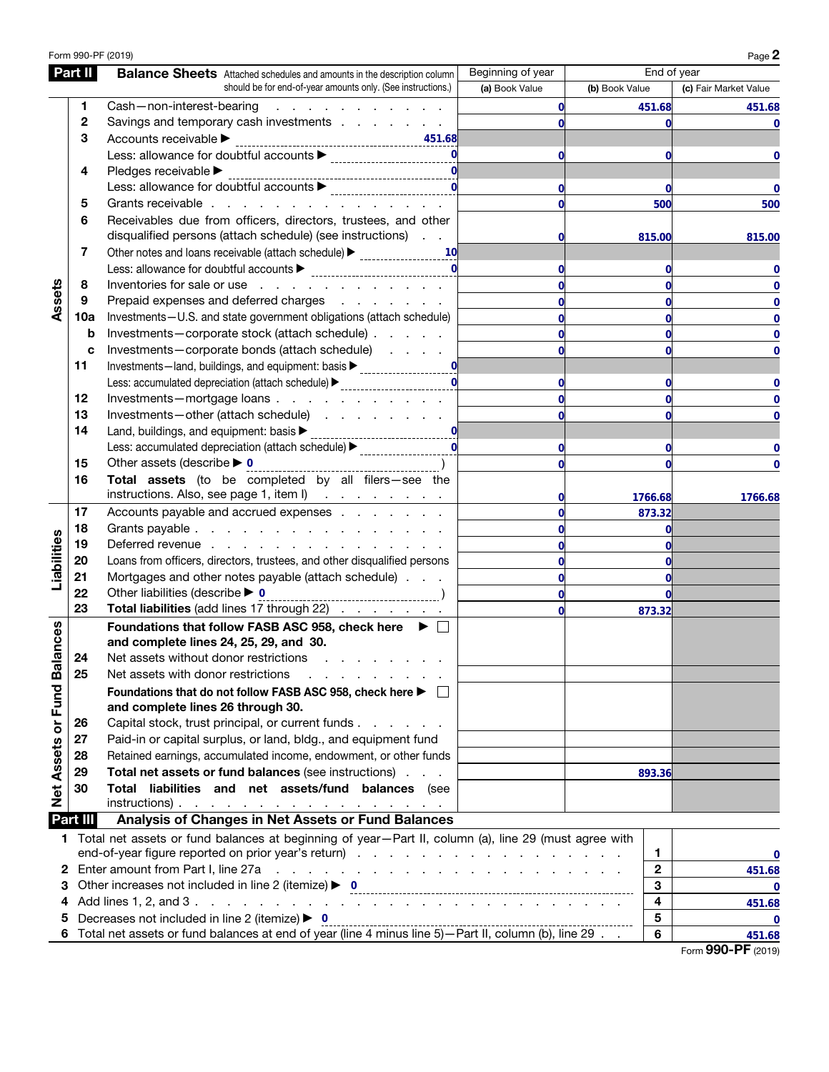Form 990-PF (2019)

## Part II Balance Sheets

Attached schedules and amounts in the description column should be for end-of-year amounts only. (See instructions.)

| | | | Beginning of year | End of year | |
|---|---|---|---|---|---|
| | | | (a) Book Value | (b) Book Value | (c) Fair Market Value |
| **Assets** | 1 | Cash—non-interest-bearing | 0 | 451.68 | 451.68 |
| | 2 | Savings and temporary cash investments | 0 | 0 | 0 |
| | 3 | Accounts receivable ▶ 451.68 | | | |
| | | Less: allowance for doubtful accounts ▶ 0 | 0 | 0 | 0 |
| | 4 | Pledges receivable ▶ 0 | | | |
| | | Less: allowance for doubtful accounts ▶ 0 | 0 | 0 | 0 |
| | 5 | Grants receivable | 0 | 500 | 500 |
| | 6 | Receivables due from officers, directors, trustees, and other disqualified persons (attach schedule) (see instructions) | 0 | 815.00 | 815.00 |
| | 7 | Other notes and loans receivable (attach schedule) ▶ 10 | | | |
| | | Less: allowance for doubtful accounts ▶ 0 | 0 | 0 | 0 |
| | 8 | Inventories for sale or use | 0 | 0 | 0 |
| | 9 | Prepaid expenses and deferred charges | 0 | 0 | 0 |
| | 10a | Investments—U.S. and state government obligations (attach schedule) | 0 | 0 | 0 |
| | b | Investments—corporate stock (attach schedule) | 0 | 0 | 0 |
| | c | Investments—corporate bonds (attach schedule) | 0 | 0 | 0 |
| | 11 | Investments—land, buildings, and equipment: basis ▶ 0 | | | |
| | | Less: accumulated depreciation (attach schedule) ▶ 0 | 0 | 0 | 0 |
| | 12 | Investments—mortgage loans | 0 | 0 | 0 |
| | 13 | Investments—other (attach schedule) | 0 | 0 | 0 |
| | 14 | Land, buildings, and equipment: basis ▶ 0 | | | |
| | | Less: accumulated depreciation (attach schedule) ▶ 0 | 0 | 0 | 0 |
| | 15 | Other assets (describe ▶ 0 ) | 0 | 0 | 0 |
| | 16 | **Total assets** (to be completed by all filers—see the instructions. Also, see page 1, item I) | 0 | 1766.68 | 1766.68 |
| **Liabilities** | 17 | Accounts payable and accrued expenses | 0 | 873.32 | |
| | 18 | Grants payable | 0 | 0 | |
| | 19 | Deferred revenue | 0 | 0 | |
| | 20 | Loans from officers, directors, trustees, and other disqualified persons | 0 | 0 | |
| | 21 | Mortgages and other notes payable (attach schedule) | 0 | 0 | |
| | 22 | Other liabilities (describe ▶ 0 ) | 0 | 0 | |
| | 23 | **Total liabilities** (add lines 17 through 22) | 0 | 873.32 | |
| **Net Assets or Fund Balances** | | **Foundations that follow FASB ASC 958, check here** ▶ ☐ **and complete lines 24, 25, 29, and 30.** | | | |
| | 24 | Net assets without donor restrictions | | | |
| | 25 | Net assets with donor restrictions | | | |
| | | **Foundations that do not follow FASB ASC 958, check here** ▶ ☐ **and complete lines 26 through 30.** | | | |
| | 26 | Capital stock, trust principal, or current funds | | | |
| | 27 | Paid-in or capital surplus, or land, bldg., and equipment fund | | | |
| | 28 | Retained earnings, accumulated income, endowment, or other funds | | | |
| | 29 | **Total net assets or fund balances** (see instructions) | | 893.36 | |
| | 30 | **Total liabilities and net assets/fund balances** (see instructions) | | | |

## Part III Analysis of Changes in Net Assets or Fund Balances

| | | | |
|---|---|---|---|
| 1 | Total net assets or fund balances at beginning of year—Part II, column (a), line 29 (must agree with end-of-year figure reported on prior year's return) | 1 | 0 |
| 2 | Enter amount from Part I, line 27a | 2 | 451.68 |
| 3 | Other increases not included in line 2 (itemize) ▶ 0 | 3 | 0 |
| 4 | Add lines 1, 2, and 3 | 4 | 451.68 |
| 5 | Decreases not included in line 2 (itemize) ▶ 0 | 5 | 0 |
| 6 | Total net assets or fund balances at end of year (line 4 minus line 5)—Part II, column (b), line 29 | 6 | 451.68 |

Form **990-PF** (2019)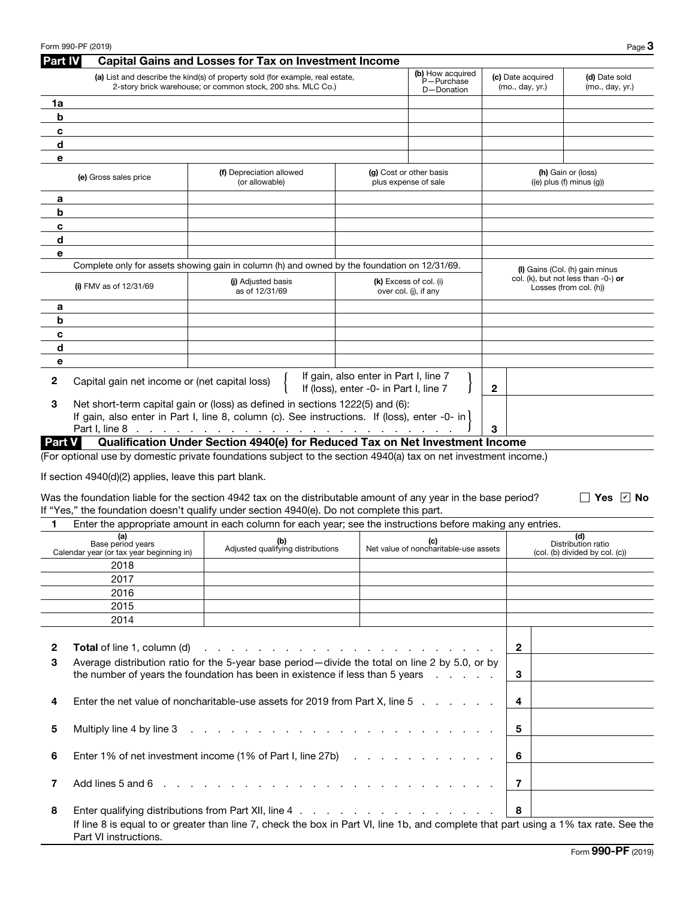## Part IV Capital Gains and Losses for Tax on Investment Income

| | (a) List and describe the kind(s) of property sold (for example, real estate, 2-story brick warehouse; or common stock, 200 shs. MLC Co.) | (b) How acquired P—Purchase D—Donation | (c) Date acquired (mo., day, yr.) | (d) Date sold (mo., day, yr.) |
|---|---|---|---|---|
| 1a | | | | |
| b | | | | |
| c | | | | |
| d | | | | |
| e | | | | |

| | (e) Gross sales price | (f) Depreciation allowed (or allowable) | (g) Cost or other basis plus expense of sale | (h) Gain or (loss) ((e) plus (f) minus (g)) |
|---|---|---|---|---|
| a | | | | |
| b | | | | |
| c | | | | |
| d | | | | |
| e | | | | |

Complete only for assets showing gain in column (h) and owned by the foundation on 12/31/69.

| | (i) FMV as of 12/31/69 | (j) Adjusted basis as of 12/31/69 | (k) Excess of col. (i) over col. (j), if any | (l) Gains (Col. (h) gain minus col. (k), but not less than -0-) **or** Losses (from col. (h)) |
|---|---|---|---|---|
| a | | | | |
| b | | | | |
| c | | | | |
| d | | | | |
| e | | | | |

| | | | |
|---|---|---|---|
| 2 | Capital gain net income or (net capital loss) { If gain, also enter in Part I, line 7; If (loss), enter -0- in Part I, line 7 } | 2 | |
| 3 | Net short-term capital gain or (loss) as defined in sections 1222(5) and (6): If gain, also enter in Part I, line 8, column (c). See instructions. If (loss), enter -0- in Part I, line 8 | 3 | |

## Part V Qualification Under Section 4940(e) for Reduced Tax on Net Investment Income

(For optional use by domestic private foundations subject to the section 4940(a) tax on net investment income.)

If section 4940(d)(2) applies, leave this part blank.

Was the foundation liable for the section 4942 tax on the distributable amount of any year in the base period? ☐ Yes ☑ No

If "Yes," the foundation doesn't qualify under section 4940(e). Do not complete this part.

**1** Enter the appropriate amount in each column for each year; see the instructions before making any entries.

| (a) Base period years Calendar year (or tax year beginning in) | (b) Adjusted qualifying distributions | (c) Net value of noncharitable-use assets | (d) Distribution ratio (col. (b) divided by col. (c)) |
|---|---|---|---|
| 2018 | | | |
| 2017 | | | |
| 2016 | | | |
| 2015 | | | |
| 2014 | | | |

| | | | |
|---|---|---|---|
| 2 | **Total** of line 1, column (d) | 2 | |
| 3 | Average distribution ratio for the 5-year base period—divide the total on line 2 by 5.0, or by the number of years the foundation has been in existence if less than 5 years | 3 | |
| 4 | Enter the net value of noncharitable-use assets for 2019 from Part X, line 5 | 4 | |
| 5 | Multiply line 4 by line 3 | 5 | |
| 6 | Enter 1% of net investment income (1% of Part I, line 27b) | 6 | |
| 7 | Add lines 5 and 6 | 7 | |
| 8 | Enter qualifying distributions from Part XII, line 4 | 8 | |

If line 8 is equal to or greater than line 7, check the box in Part VI, line 1b, and complete that part using a 1% tax rate. See the Part VI instructions.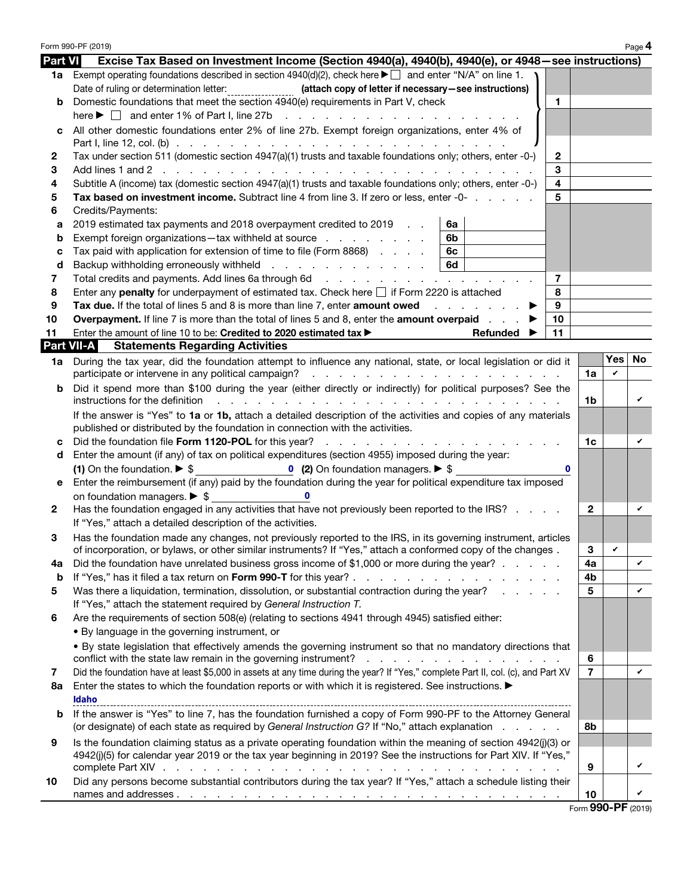Form 990-PF (2019)

## Part VI Excise Tax Based on Investment Income (Section 4940(a), 4940(b), 4940(e), or 4948—see instructions)

| | | | |
|---|---|---|---|
| **1a** | Exempt operating foundations described in section 4940(d)(2), check here ▶ ☐ and enter "N/A" on line 1. Date of ruling or determination letter: ________ **(attach copy of letter if necessary—see instructions)** | | |
| **b** | Domestic foundations that meet the section 4940(e) requirements in Part V, check here ▶ ☐ and enter 1% of Part I, line 27b | 1 | |
| **c** | All other domestic foundations enter 2% of line 27b. Exempt foreign organizations, enter 4% of Part I, line 12, col. (b) | | |
| **2** | Tax under section 511 (domestic section 4947(a)(1) trusts and taxable foundations only; others, enter -0-) | 2 | |
| **3** | Add lines 1 and 2 | 3 | |
| **4** | Subtitle A (income) tax (domestic section 4947(a)(1) trusts and taxable foundations only; others, enter -0-) | 4 | |
| **5** | **Tax based on investment income.** Subtract line 4 from line 3. If zero or less, enter -0- | 5 | |
| **6** | Credits/Payments: | | |
| **a** | 2019 estimated tax payments and 2018 overpayment credited to 2019 — 6a | | |
| **b** | Exempt foreign organizations—tax withheld at source — 6b | | |
| **c** | Tax paid with application for extension of time to file (Form 8868) — 6c | | |
| **d** | Backup withholding erroneously withheld — 6d | | |
| **7** | Total credits and payments. Add lines 6a through 6d | 7 | |
| **8** | Enter any **penalty** for underpayment of estimated tax. Check here ☐ if Form 2220 is attached | 8 | |
| **9** | **Tax due.** If the total of lines 5 and 8 is more than line 7, enter **amount owed** ▶ | 9 | |
| **10** | **Overpayment.** If line 7 is more than the total of lines 5 and 8, enter the **amount overpaid** ▶ | 10 | |
| **11** | Enter the amount of line 10 to be: **Credited to 2020 estimated tax** ▶ Refunded ▶ | 11 | |

## Part VII-A Statements Regarding Activities

| | | | Yes | No |
|---|---|---|---|---|
| **1a** | During the tax year, did the foundation attempt to influence any national, state, or local legislation or did it participate or intervene in any political campaign? | 1a | ✔ | |
| **b** | Did it spend more than $100 during the year (either directly or indirectly) for political purposes? See the instructions for the definition | 1b | | ✔ |
| | If the answer is "Yes" to **1a** or **1b,** attach a detailed description of the activities and copies of any materials published or distributed by the foundation in connection with the activities. | | | |
| **c** | Did the foundation file **Form 1120-POL** for this year? | 1c | | ✔ |
| **d** | Enter the amount (if any) of tax on political expenditures (section 4955) imposed during the year: **(1)** On the foundation. ▶ $ 0 **(2)** On foundation managers. ▶ $ 0 | | | |
| **e** | Enter the reimbursement (if any) paid by the foundation during the year for political expenditure tax imposed on foundation managers. ▶ $ 0 | | | |
| **2** | Has the foundation engaged in any activities that have not previously been reported to the IRS? If "Yes," attach a detailed description of the activities. | 2 | | ✔ |
| **3** | Has the foundation made any changes, not previously reported to the IRS, in its governing instrument, articles of incorporation, or bylaws, or other similar instruments? If "Yes," attach a conformed copy of the changes | 3 | ✔ | |
| **4a** | Did the foundation have unrelated business gross income of $1,000 or more during the year? | 4a | | ✔ |
| **b** | If "Yes," has it filed a tax return on **Form 990-T** for this year? | 4b | | |
| **5** | Was there a liquidation, termination, dissolution, or substantial contraction during the year? If "Yes," attach the statement required by *General Instruction T.* | 5 | | ✔ |
| **6** | Are the requirements of section 508(e) (relating to sections 4941 through 4945) satisfied either: • By language in the governing instrument, or • By state legislation that effectively amends the governing instrument so that no mandatory directions that conflict with the state law remain in the governing instrument? | 6 | | |
| **7** | Did the foundation have at least $5,000 in assets at any time during the year? If "Yes," complete Part II, col. (c), and Part XV | 7 | | ✔ |
| **8a** | Enter the states to which the foundation reports or with which it is registered. See instructions. ▶ Idaho | | | |
| **b** | If the answer is "Yes" to line 7, has the foundation furnished a copy of Form 990-PF to the Attorney General (or designate) of each state as required by *General Instruction G?* If "No," attach explanation | 8b | | |
| **9** | Is the foundation claiming status as a private operating foundation within the meaning of section 4942(j)(3) or 4942(j)(5) for calendar year 2019 or the tax year beginning in 2019? See the instructions for Part XIV. If "Yes," complete Part XIV | 9 | | ✔ |
| **10** | Did any persons become substantial contributors during the tax year? If "Yes," attach a schedule listing their names and addresses | 10 | | ✔ |

Form **990-PF** (2019)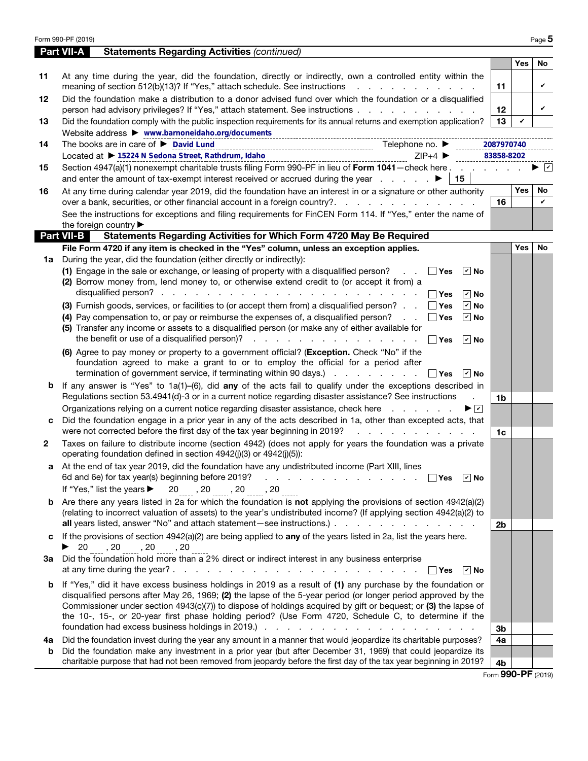## Part VII-A Statements Regarding Activities *(continued)*

| | | | Yes | No |
|---|---|---|---|---|
| 11 | At any time during the year, did the foundation, directly or indirectly, own a controlled entity within the meaning of section 512(b)(13)? If "Yes," attach schedule. See instructions | 11 | | ✔ |
| 12 | Did the foundation make a distribution to a donor advised fund over which the foundation or a disqualified person had advisory privileges? If "Yes," attach statement. See instructions | 12 | | ✔ |
| 13 | Did the foundation comply with the public inspection requirements for its annual returns and exemption application? | 13 | ✔ | |
| | Website address ▶ www.barnoneidaho.org/documents | | | |
| 14 | The books are in care of ▶ David Lund Telephone no. ▶ 2087970740 | | | |
| | Located at ▶ 15224 N Sedona Street, Rathdrum, Idaho ZIP+4 ▶ 83858-8202 | | | |
| 15 | Section 4947(a)(1) nonexempt charitable trusts filing Form 990-PF in lieu of **Form 1041**—check here ▶ ☑ and enter the amount of tax-exempt interest received or accrued during the year ▶ 15 | | | |
| | | | **Yes** | **No** |
| 16 | At any time during calendar year 2019, did the foundation have an interest in or a signature or other authority over a bank, securities, or other financial account in a foreign country? | 16 | | ✔ |
| | See the instructions for exceptions and filing requirements for FinCEN Form 114. If "Yes," enter the name of the foreign country ▶ | | | |

## Part VII-B Statements Regarding Activities for Which Form 4720 May Be Required

| | | | Yes | No |
|---|---|---|---|---|
| | **File Form 4720 if any item is checked in the "Yes" column, unless an exception applies.** | | | |
| 1a | During the year, did the foundation (either directly or indirectly): | | | |
| | (1) Engage in the sale or exchange, or leasing of property with a disqualified person? ☐ Yes ☑ No | | | |
| | (2) Borrow money from, lend money to, or otherwise extend credit to (or accept it from) a disqualified person? ☐ Yes ☑ No | | | |
| | (3) Furnish goods, services, or facilities to (or accept them from) a disqualified person? ☐ Yes ☑ No | | | |
| | (4) Pay compensation to, or pay or reimburse the expenses of, a disqualified person? ☐ Yes ☑ No | | | |
| | (5) Transfer any income or assets to a disqualified person (or make any of either available for the benefit or use of a disqualified person)? ☐ Yes ☑ No | | | |
| | (6) Agree to pay money or property to a government official? (**Exception.** Check "No" if the foundation agreed to make a grant to or to employ the official for a period after termination of government service, if terminating within 90 days.) ☐ Yes ☑ No | | | |
| b | If any answer is "Yes" to 1a(1)–(6), did **any** of the acts fail to qualify under the exceptions described in Regulations section 53.4941(d)-3 or in a current notice regarding disaster assistance? See instructions | 1b | | |
| | Organizations relying on a current notice regarding disaster assistance, check here ▶ ☑ | | | |
| c | Did the foundation engage in a prior year in any of the acts described in 1a, other than excepted acts, that were not corrected before the first day of the tax year beginning in 2019? | 1c | | |
| 2 | Taxes on failure to distribute income (section 4942) (does not apply for years the foundation was a private operating foundation defined in section 4942(j)(3) or 4942(j)(5)): | | | |
| a | At the end of tax year 2019, did the foundation have any undistributed income (Part XIII, lines 6d and 6e) for tax year(s) beginning before 2019? ☐ Yes ☑ No | | | |
| | If "Yes," list the years ▶ 20 , 20 , 20 , 20 | | | |
| b | Are there any years listed in 2a for which the foundation is **not** applying the provisions of section 4942(a)(2) (relating to incorrect valuation of assets) to the year's undistributed income? (If applying section 4942(a)(2) to **all** years listed, answer "No" and attach statement—see instructions.) | 2b | | |
| c | If the provisions of section 4942(a)(2) are being applied to **any** of the years listed in 2a, list the years here. ▶ 20 , 20 , 20 , 20 | | | |
| 3a | Did the foundation hold more than a 2% direct or indirect interest in any business enterprise at any time during the year? ☐ Yes ☑ No | | | |
| b | If "Yes," did it have excess business holdings in 2019 as a result of **(1)** any purchase by the foundation or disqualified persons after May 26, 1969; **(2)** the lapse of the 5-year period (or longer period approved by the Commissioner under section 4943(c)(7)) to dispose of holdings acquired by gift or bequest; or **(3)** the lapse of the 10-, 15-, or 20-year first phase holding period? (Use Form 4720, Schedule C, to determine if the foundation had excess business holdings in 2019.) | 3b | | |
| 4a | Did the foundation invest during the year any amount in a manner that would jeopardize its charitable purposes? | 4a | | |
| b | Did the foundation make any investment in a prior year (but after December 31, 1969) that could jeopardize its charitable purpose that had not been removed from jeopardy before the first day of the tax year beginning in 2019? | 4b | | |

Form **990-PF** (2019)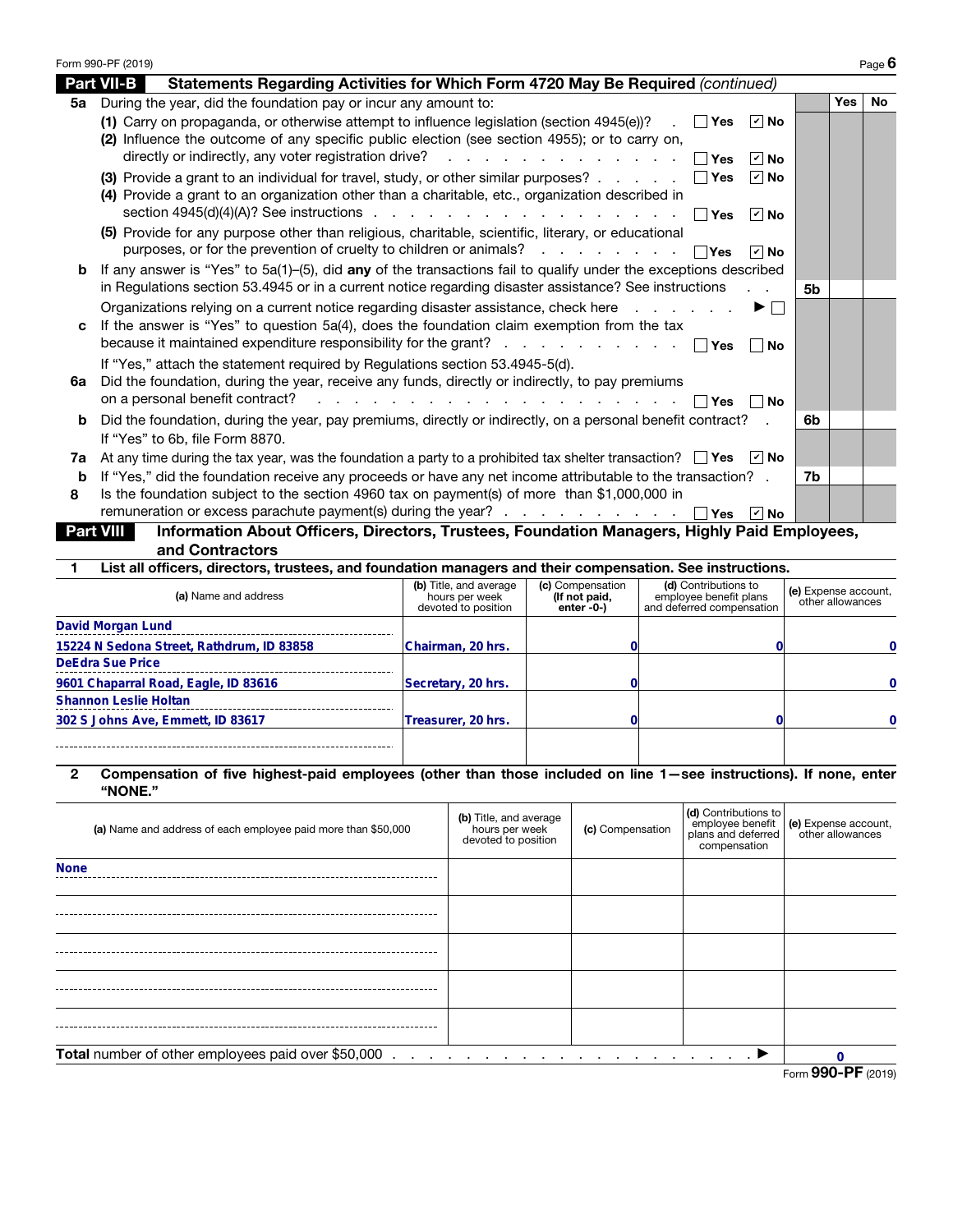Form 990-PF (2019)

## Part VII-B Statements Regarding Activities for Which Form 4720 May Be Required *(continued)*

| | | | Yes | No |
|---|---|---|---|---|
| **5a** | During the year, did the foundation pay or incur any amount to: | | | |
| | (1) Carry on propaganda, or otherwise attempt to influence legislation (section 4945(e))? ☐ Yes ☑ No | | | |
| | (2) Influence the outcome of any specific public election (see section 4955); or to carry on, directly or indirectly, any voter registration drive? ☐ Yes ☑ No | | | |
| | (3) Provide a grant to an individual for travel, study, or other similar purposes? ☐ Yes ☑ No | | | |
| | (4) Provide a grant to an organization other than a charitable, etc., organization described in section 4945(d)(4)(A)? See instructions ☐ Yes ☑ No | | | |
| | (5) Provide for any purpose other than religious, charitable, scientific, literary, or educational purposes, or for the prevention of cruelty to children or animals? ☐ Yes ☑ No | | | |
| **b** | If any answer is "Yes" to 5a(1)–(5), did **any** of the transactions fail to qualify under the exceptions described in Regulations section 53.4945 or in a current notice regarding disaster assistance? See instructions | 5b | | |
| | Organizations relying on a current notice regarding disaster assistance, check here ▶ ☐ | | | |
| **c** | If the answer is "Yes" to question 5a(4), does the foundation claim exemption from the tax because it maintained expenditure responsibility for the grant? ☐ Yes ☐ No | | | |
| | If "Yes," attach the statement required by Regulations section 53.4945-5(d). | | | |
| **6a** | Did the foundation, during the year, receive any funds, directly or indirectly, to pay premiums on a personal benefit contract? ☐ Yes ☐ No | | | |
| **b** | Did the foundation, during the year, pay premiums, directly or indirectly, on a personal benefit contract? | 6b | | |
| | If "Yes" to 6b, file Form 8870. | | | |
| **7a** | At any time during the tax year, was the foundation a party to a prohibited tax shelter transaction? ☐ Yes ☑ No | | | |
| **b** | If "Yes," did the foundation receive any proceeds or have any net income attributable to the transaction? | 7b | | |
| **8** | Is the foundation subject to the section 4960 tax on payment(s) of more than $1,000,000 in remuneration or excess parachute payment(s) during the year? ☐ Yes ☑ No | | | |

## Part VIII Information About Officers, Directors, Trustees, Foundation Managers, Highly Paid Employees, and Contractors

**1 List all officers, directors, trustees, and foundation managers and their compensation. See instructions.**

| (a) Name and address | (b) Title, and average hours per week devoted to position | (c) Compensation (If not paid, enter -0-) | (d) Contributions to employee benefit plans and deferred compensation | (e) Expense account, other allowances |
|---|---|---|---|---|
| David Morgan Lund<br>15224 N Sedona Street, Rathdrum, ID 83858 | Chairman, 20 hrs. | 0 | 0 | 0 |
| DeEdra Sue Price<br>9601 Chaparral Road, Eagle, ID 83616 | Secretary, 20 hrs. | 0 | | 0 |
| Shannon Leslie Holtan<br>302 S Johns Ave, Emmett, ID 83617 | Treasurer, 20 hrs. | 0 | 0 | 0 |
| | | | | |

**2 Compensation of five highest-paid employees (other than those included on line 1—see instructions). If none, enter "NONE."**

| (a) Name and address of each employee paid more than $50,000 | (b) Title, and average hours per week devoted to position | (c) Compensation | (d) Contributions to employee benefit plans and deferred compensation | (e) Expense account, other allowances |
|---|---|---|---|---|
| None | | | | |
| | | | | |
| | | | | |
| | | | | |
| | | | | |

**Total** number of other employees paid over $50,000 ▶ 0

Form **990-PF** (2019)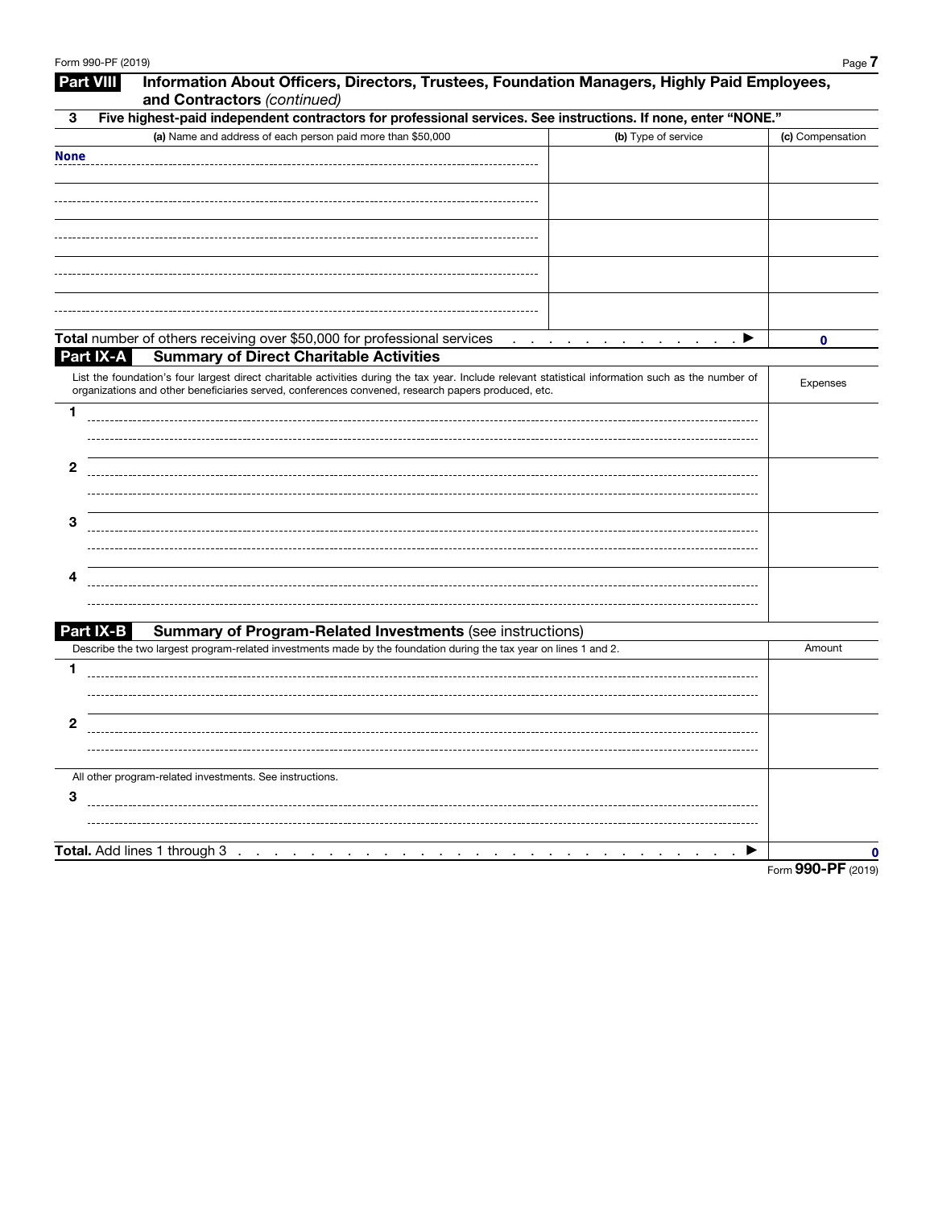## Part VIII Information About Officers, Directors, Trustees, Foundation Managers, Highly Paid Employees, and Contractors *(continued)*

**3 Five highest-paid independent contractors for professional services. See instructions. If none, enter "NONE."**

| (a) Name and address of each person paid more than $50,000 | (b) Type of service | (c) Compensation |
|---|---|---|
| None | | |
| | | |
| | | |
| | | |
| | | |

**Total** number of others receiving over $50,000 for professional services . . . . . . . . . . . . . ▶ **0**

## Part IX-A Summary of Direct Charitable Activities

| List the foundation's four largest direct charitable activities during the tax year. Include relevant statistical information such as the number of organizations and other beneficiaries served, conferences convened, research papers produced, etc. | Expenses |
|---|---|
| 1 | |
| 2 | |
| 3 | |
| 4 | |

## Part IX-B Summary of Program-Related Investments (see instructions)

| Describe the two largest program-related investments made by the foundation during the tax year on lines 1 and 2. | Amount |
|---|---|
| 1 | |
| 2 | |
| All other program-related investments. See instructions. | |
| 3 | |
| **Total.** Add lines 1 through 3 . . . . . . . . . . . . . . . . . . . . . . . . . . . . ▶ | 0 |

Form **990-PF** (2019)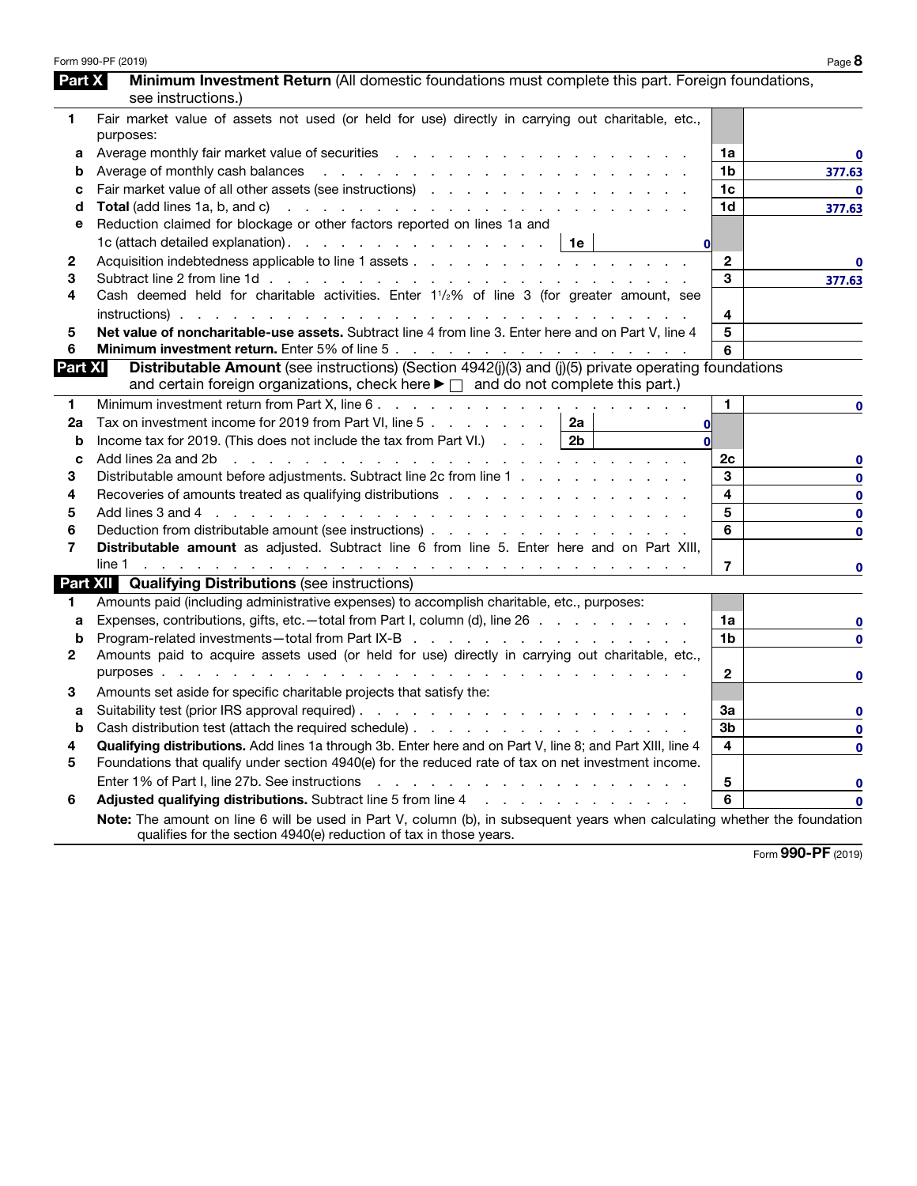## Part X Minimum Investment Return (All domestic foundations must complete this part. Foreign foundations, see instructions.)

| | | | |
|---|---|---|---|
| 1 | Fair market value of assets not used (or held for use) directly in carrying out charitable, etc., purposes: | | |
| a | Average monthly fair market value of securities | 1a | 0 |
| b | Average of monthly cash balances | 1b | 377.63 |
| c | Fair market value of all other assets (see instructions) | 1c | 0 |
| d | **Total** (add lines 1a, b, and c) | 1d | 377.63 |
| e | Reduction claimed for blockage or other factors reported on lines 1a and 1c (attach detailed explanation) . . . 1e 0 | | |
| 2 | Acquisition indebtedness applicable to line 1 assets | 2 | 0 |
| 3 | Subtract line 2 from line 1d | 3 | 377.63 |
| 4 | Cash deemed held for charitable activities. Enter 1½% of line 3 (for greater amount, see instructions) | 4 | |
| 5 | **Net value of noncharitable-use assets.** Subtract line 4 from line 3. Enter here and on Part V, line 4 | 5 | |
| 6 | **Minimum investment return.** Enter 5% of line 5 | 6 | |

## Part XI Distributable Amount (see instructions) (Section 4942(j)(3) and (j)(5) private operating foundations and certain foreign organizations, check here ▶ ☐ and do not complete this part.)

| | | | |
|---|---|---|---|
| 1 | Minimum investment return from Part X, line 6 | 1 | 0 |
| 2a | Tax on investment income for 2019 from Part VI, line 5 . . . 2a 0 | | |
| b | Income tax for 2019. (This does not include the tax from Part VI.) . . . 2b 0 | | |
| c | Add lines 2a and 2b | 2c | 0 |
| 3 | Distributable amount before adjustments. Subtract line 2c from line 1 | 3 | 0 |
| 4 | Recoveries of amounts treated as qualifying distributions | 4 | 0 |
| 5 | Add lines 3 and 4 | 5 | 0 |
| 6 | Deduction from distributable amount (see instructions) | 6 | 0 |
| 7 | **Distributable amount** as adjusted. Subtract line 6 from line 5. Enter here and on Part XIII, line 1 | 7 | 0 |

## Part XII Qualifying Distributions (see instructions)

| | | | |
|---|---|---|---|
| 1 | Amounts paid (including administrative expenses) to accomplish charitable, etc., purposes: | | |
| a | Expenses, contributions, gifts, etc.—total from Part I, column (d), line 26 | 1a | 0 |
| b | Program-related investments—total from Part IX-B | 1b | 0 |
| 2 | Amounts paid to acquire assets used (or held for use) directly in carrying out charitable, etc., purposes | 2 | 0 |
| 3 | Amounts set aside for specific charitable projects that satisfy the: | | |
| a | Suitability test (prior IRS approval required) | 3a | 0 |
| b | Cash distribution test (attach the required schedule) | 3b | 0 |
| 4 | **Qualifying distributions.** Add lines 1a through 3b. Enter here and on Part V, line 8; and Part XIII, line 4 | 4 | 0 |
| 5 | Foundations that qualify under section 4940(e) for the reduced rate of tax on net investment income. Enter 1% of Part I, line 27b. See instructions | 5 | 0 |
| 6 | **Adjusted qualifying distributions.** Subtract line 5 from line 4 | 6 | 0 |

**Note:** The amount on line 6 will be used in Part V, column (b), in subsequent years when calculating whether the foundation qualifies for the section 4940(e) reduction of tax in those years.

Form **990-PF** (2019)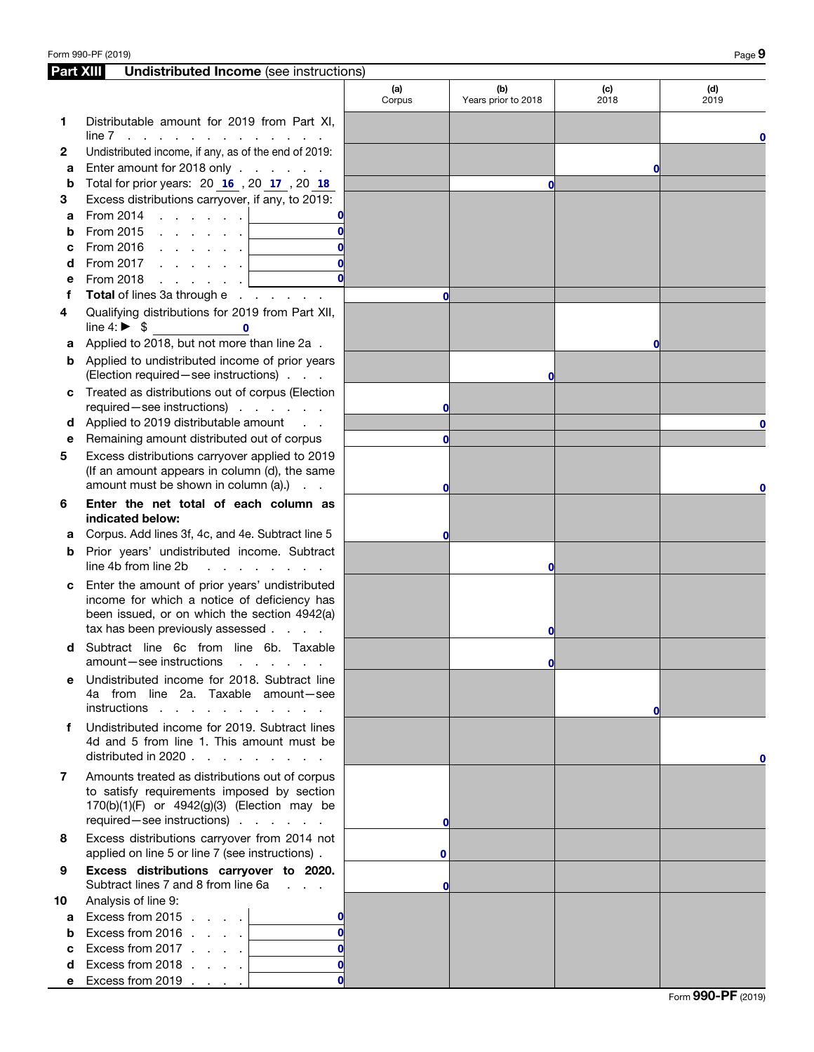## Part XIII Undistributed Income (see instructions)

| | | | (a) Corpus | (b) Years prior to 2018 | (c) 2018 | (d) 2019 |
|---|---|---|---|---|---|---|
| 1 | Distributable amount for 2019 from Part XI, line 7 | | | | | 0 |
| 2 | Undistributed income, if any, as of the end of 2019: | | | | | |
| a | Enter amount for 2018 only | | | | 0 | |
| b | Total for prior years: 20 16 , 20 17 , 20 18 | | | 0 | | |
| 3 | Excess distributions carryover, if any, to 2019: | | | | | |
| a | From 2014 | 0 | | | | |
| b | From 2015 | 0 | | | | |
| c | From 2016 | 0 | | | | |
| d | From 2017 | 0 | | | | |
| e | From 2018 | 0 | | | | |
| f | **Total** of lines 3a through e | | 0 | | | |
| 4 | Qualifying distributions for 2019 from Part XII, line 4: ► $ 0 | | | | | |
| a | Applied to 2018, but not more than line 2a | | | | 0 | |
| b | Applied to undistributed income of prior years (Election required—see instructions) | | | 0 | | |
| c | Treated as distributions out of corpus (Election required—see instructions) | | 0 | | | |
| d | Applied to 2019 distributable amount | | | | | 0 |
| e | Remaining amount distributed out of corpus | | 0 | | | |
| 5 | Excess distributions carryover applied to 2019 (If an amount appears in column (d), the same amount must be shown in column (a).) | | 0 | | | 0 |
| 6 | **Enter the net total of each column as indicated below:** | | | | | |
| a | Corpus. Add lines 3f, 4c, and 4e. Subtract line 5 | | 0 | | | |
| b | Prior years' undistributed income. Subtract line 4b from line 2b | | | 0 | | |
| c | Enter the amount of prior years' undistributed income for which a notice of deficiency has been issued, or on which the section 4942(a) tax has been previously assessed | | | 0 | | |
| d | Subtract line 6c from line 6b. Taxable amount—see instructions | | | 0 | | |
| e | Undistributed income for 2018. Subtract line 4a from line 2a. Taxable amount—see instructions | | | | 0 | |
| f | Undistributed income for 2019. Subtract lines 4d and 5 from line 1. This amount must be distributed in 2020 | | | | | 0 |
| 7 | Amounts treated as distributions out of corpus to satisfy requirements imposed by section 170(b)(1)(F) or 4942(g)(3) (Election may be required—see instructions) | | 0 | | | |
| 8 | Excess distributions carryover from 2014 not applied on line 5 or line 7 (see instructions) | | 0 | | | |
| 9 | **Excess distributions carryover to 2020.** Subtract lines 7 and 8 from line 6a | | 0 | | | |
| 10 | Analysis of line 9: | | | | | |
| a | Excess from 2015 | 0 | | | | |
| b | Excess from 2016 | 0 | | | | |
| c | Excess from 2017 | 0 | | | | |
| d | Excess from 2018 | 0 | | | | |
| e | Excess from 2019 | 0 | | | | |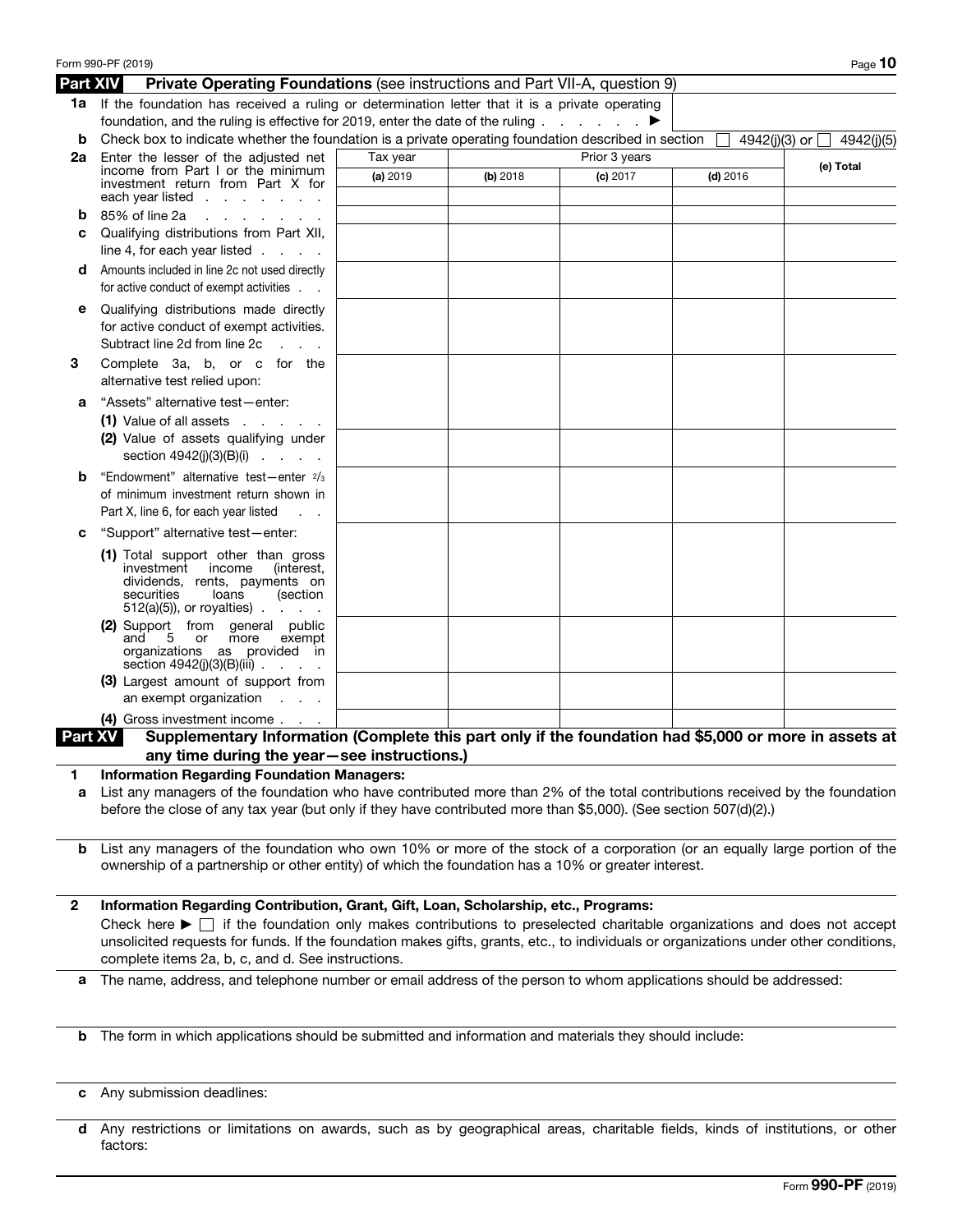Form 990-PF (2019)

## Part XIV Private Operating Foundations (see instructions and Part VII-A, question 9)

**1a** If the foundation has received a ruling or determination letter that it is a private operating foundation, and the ruling is effective for 2019, enter the date of the ruling . . . . . . . ▶

**b** Check box to indicate whether the foundation is a private operating foundation described in section ☐ 4942(j)(3) or ☐ 4942(j)(5)

| | Tax year | Prior 3 years | | | |
|---|---|---|---|---|---|
| | **(a)** 2019 | **(b)** 2018 | **(c)** 2017 | **(d)** 2016 | **(e) Total** |
| **2a** Enter the lesser of the adjusted net income from Part I or the minimum investment return from Part X for each year listed | | | | | |
| **b** 85% of line 2a | | | | | |
| **c** Qualifying distributions from Part XII, line 4, for each year listed | | | | | |
| **d** Amounts included in line 2c not used directly for active conduct of exempt activities | | | | | |
| **e** Qualifying distributions made directly for active conduct of exempt activities. Subtract line 2d from line 2c | | | | | |
| **3** Complete 3a, b, or c for the alternative test relied upon: | | | | | |
| **a** "Assets" alternative test—enter: (1) Value of all assets | | | | | |
| (2) Value of assets qualifying under section 4942(j)(3)(B)(i) | | | | | |
| **b** "Endowment" alternative test—enter 2/3 of minimum investment return shown in Part X, line 6, for each year listed | | | | | |
| **c** "Support" alternative test—enter: (1) Total support other than gross investment income (interest, dividends, rents, payments on securities loans (section 512(a)(5)), or royalties) | | | | | |
| (2) Support from general public and 5 or more exempt organizations as provided in section 4942(j)(3)(B)(iii) | | | | | |
| (3) Largest amount of support from an exempt organization | | | | | |
| (4) Gross investment income | | | | | |

## Part XV Supplementary Information (Complete this part only if the foundation had $5,000 or more in assets at any time during the year—see instructions.)

**1 Information Regarding Foundation Managers:**

**a** List any managers of the foundation who have contributed more than 2% of the total contributions received by the foundation before the close of any tax year (but only if they have contributed more than $5,000). (See section 507(d)(2).)

**b** List any managers of the foundation who own 10% or more of the stock of a corporation (or an equally large portion of the ownership of a partnership or other entity) of which the foundation has a 10% or greater interest.

**2 Information Regarding Contribution, Grant, Gift, Loan, Scholarship, etc., Programs:**

Check here ▶ ☐ if the foundation only makes contributions to preselected charitable organizations and does not accept unsolicited requests for funds. If the foundation makes gifts, grants, etc., to individuals or organizations under other conditions, complete items 2a, b, c, and d. See instructions.

**a** The name, address, and telephone number or email address of the person to whom applications should be addressed:

**b** The form in which applications should be submitted and information and materials they should include:

**c** Any submission deadlines:

**d** Any restrictions or limitations on awards, such as by geographical areas, charitable fields, kinds of institutions, or other factors:

Form **990-PF** (2019)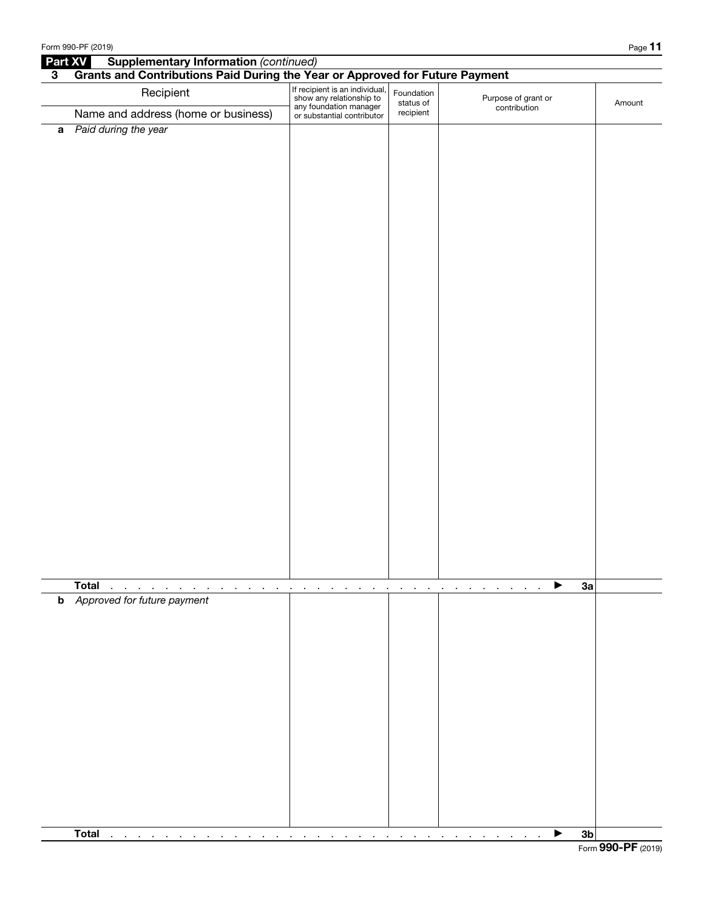## Part XV Supplementary Information *(continued)*

### 3 Grants and Contributions Paid During the Year or Approved for Future Payment

| Recipient<br>Name and address (home or business) | If recipient is an individual, show any relationship to any foundation manager or substantial contributor | Foundation status of recipient | Purpose of grant or contribution | Amount |
|---|---|---|---|---|
| **a** *Paid during the year* | | | | |
| **Total** . . . . . . . . . . . . . . . . . . . . . . . . . . . . . . . . . . ▶ **3a** | | | | |
| **b** *Approved for future payment* | | | | |
| **Total** . . . . . . . . . . . . . . . . . . . . . . . . . . . . . . . . . . ▶ **3b** | | | | |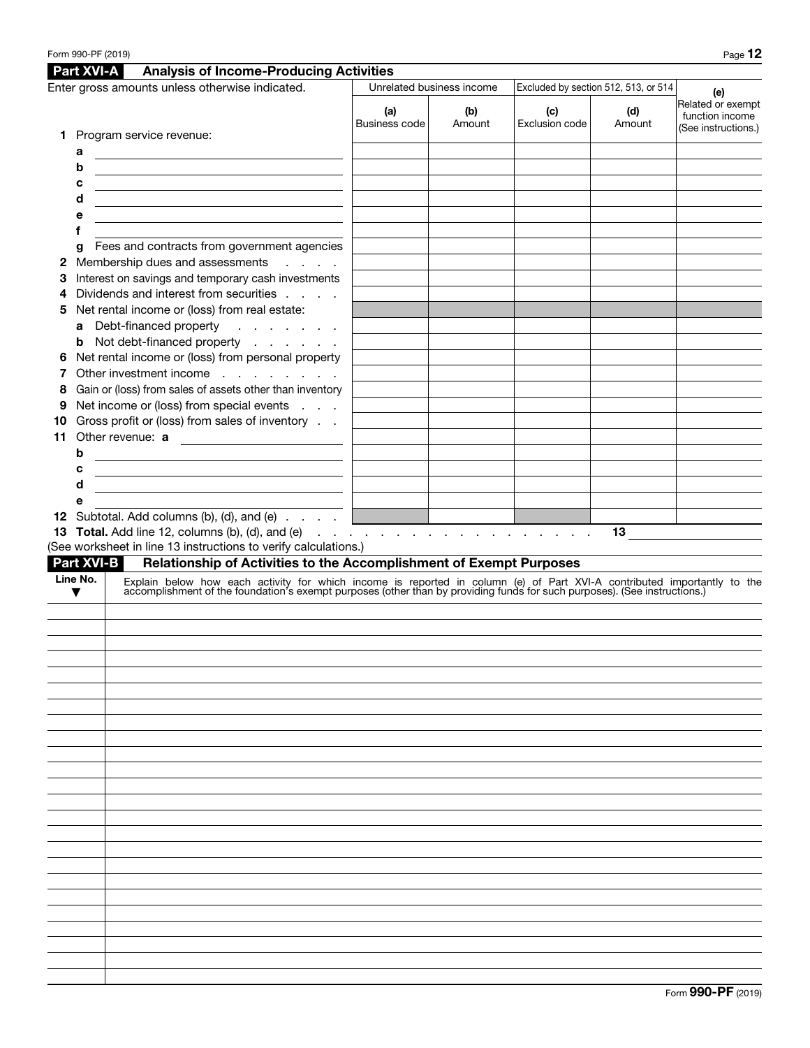## Part XVI-A Analysis of Income-Producing Activities

Enter gross amounts unless otherwise indicated.

| | Unrelated business income | | Excluded by section 512, 513, or 514 | | (e) |
|---|---|---|---|---|---|
| | (a) Business code | (b) Amount | (c) Exclusion code | (d) Amount | Related or exempt function income (See instructions.) |
| **1** Program service revenue: | | | | | |
| a | | | | | |
| b | | | | | |
| c | | | | | |
| d | | | | | |
| e | | | | | |
| f | | | | | |
| g Fees and contracts from government agencies | | | | | |
| **2** Membership dues and assessments | | | | | |
| **3** Interest on savings and temporary cash investments | | | | | |
| **4** Dividends and interest from securities | | | | | |
| **5** Net rental income or (loss) from real estate: | | | | | |
| a Debt-financed property | | | | | |
| b Not debt-financed property | | | | | |
| **6** Net rental income or (loss) from personal property | | | | | |
| **7** Other investment income | | | | | |
| **8** Gain or (loss) from sales of assets other than inventory | | | | | |
| **9** Net income or (loss) from special events | | | | | |
| **10** Gross profit or (loss) from sales of inventory | | | | | |
| **11** Other revenue: a | | | | | |
| b | | | | | |
| c | | | | | |
| d | | | | | |
| e | | | | | |
| **12** Subtotal. Add columns (b), (d), and (e) | | | | | |

**13** **Total.** Add line 12, columns (b), (d), and (e) . . . . . . . . . . . . . . . . . . **13** \_\_\_\_\_\_\_\_

(See worksheet in line 13 instructions to verify calculations.)

## Part XVI-B Relationship of Activities to the Accomplishment of Exempt Purposes

| Line No. ▼ | Explain below how each activity for which income is reported in column (e) of Part XVI-A contributed importantly to the accomplishment of the foundation's exempt purposes (other than by providing funds for such purposes). (See instructions.) |
|---|---|
| | |
| | |
| | |
| | |
| | |
| | |
| | |
| | |
| | |
| | |
| | |
| | |
| | |
| | |
| | |
| | |
| | |
| | |
| | |
| | |
| | |
| | |
| | |
| | |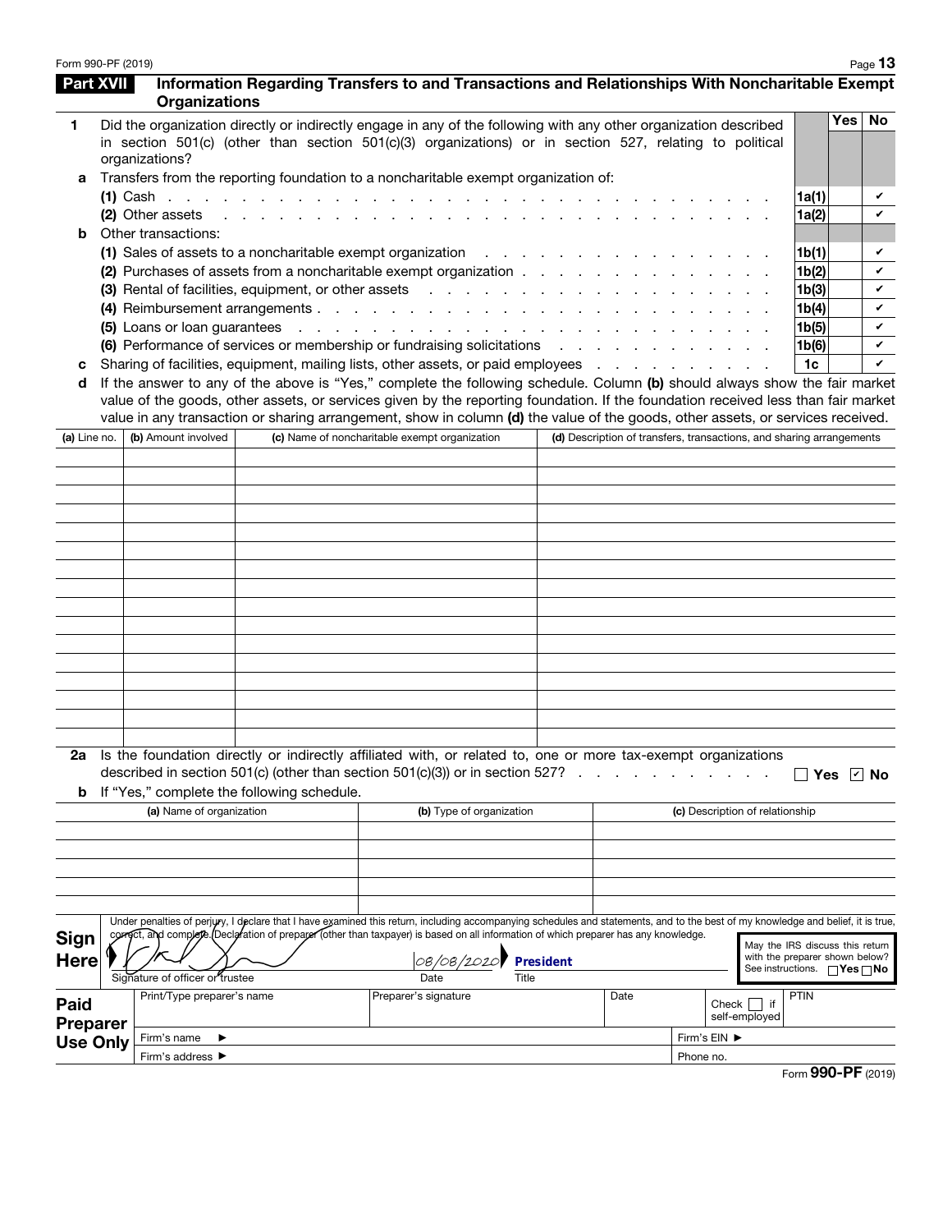Form 990-PF (2019)

## Part XVII Information Regarding Transfers to and Transactions and Relationships With Noncharitable Exempt Organizations

| | | | Yes | No |
|---|---|---|---|---|
| **1** | Did the organization directly or indirectly engage in any of the following with any other organization described in section 501(c) (other than section 501(c)(3) organizations) or in section 527, relating to political organizations? | | | |
| **a** | Transfers from the reporting foundation to a noncharitable exempt organization of: | | | |
| | **(1)** Cash | 1a(1) | | ✔ |
| | **(2)** Other assets | 1a(2) | | ✔ |
| **b** | Other transactions: | | | |
| | **(1)** Sales of assets to a noncharitable exempt organization | 1b(1) | | ✔ |
| | **(2)** Purchases of assets from a noncharitable exempt organization | 1b(2) | | ✔ |
| | **(3)** Rental of facilities, equipment, or other assets | 1b(3) | | ✔ |
| | **(4)** Reimbursement arrangements | 1b(4) | | ✔ |
| | **(5)** Loans or loan guarantees | 1b(5) | | ✔ |
| | **(6)** Performance of services or membership or fundraising solicitations | 1b(6) | | ✔ |
| **c** | Sharing of facilities, equipment, mailing lists, other assets, or paid employees | 1c | | ✔ |

**d** If the answer to any of the above is "Yes," complete the following schedule. Column **(b)** should always show the fair market value of the goods, other assets, or services given by the reporting foundation. If the foundation received less than fair market value in any transaction or sharing arrangement, show in column **(d)** the value of the goods, other assets, or services received.

| (a) Line no. | (b) Amount involved | (c) Name of noncharitable exempt organization | (d) Description of transfers, transactions, and sharing arrangements |
|---|---|---|---|
| | | | |

**2a** Is the foundation directly or indirectly affiliated with, or related to, one or more tax-exempt organizations described in section 501(c) (other than section 501(c)(3)) or in section 527? ☐ Yes ☑ No

**b** If "Yes," complete the following schedule.

| (a) Name of organization | (b) Type of organization | (c) Description of relationship |
|---|---|---|
| | | |

**Sign Here**

Under penalties of perjury, I declare that I have examined this return, including accompanying schedules and statements, and to the best of my knowledge and belief, it is true, correct, and complete. Declaration of preparer (other than taxpayer) is based on all information of which preparer has any knowledge.

Signature of officer or trustee: [signature] Date: 08/08/2020 Title: **President**

May the IRS discuss this return with the preparer shown below? See instructions. ☐ Yes ☐ No

**Paid Preparer Use Only**

| Print/Type preparer's name | Preparer's signature | Date | Check ☐ if self-employed | PTIN |
|---|---|---|---|---|
| | | | | |
| Firm's name ► | | | Firm's EIN ► | |
| Firm's address ► | | | Phone no. | |

Form **990-PF** (2019)